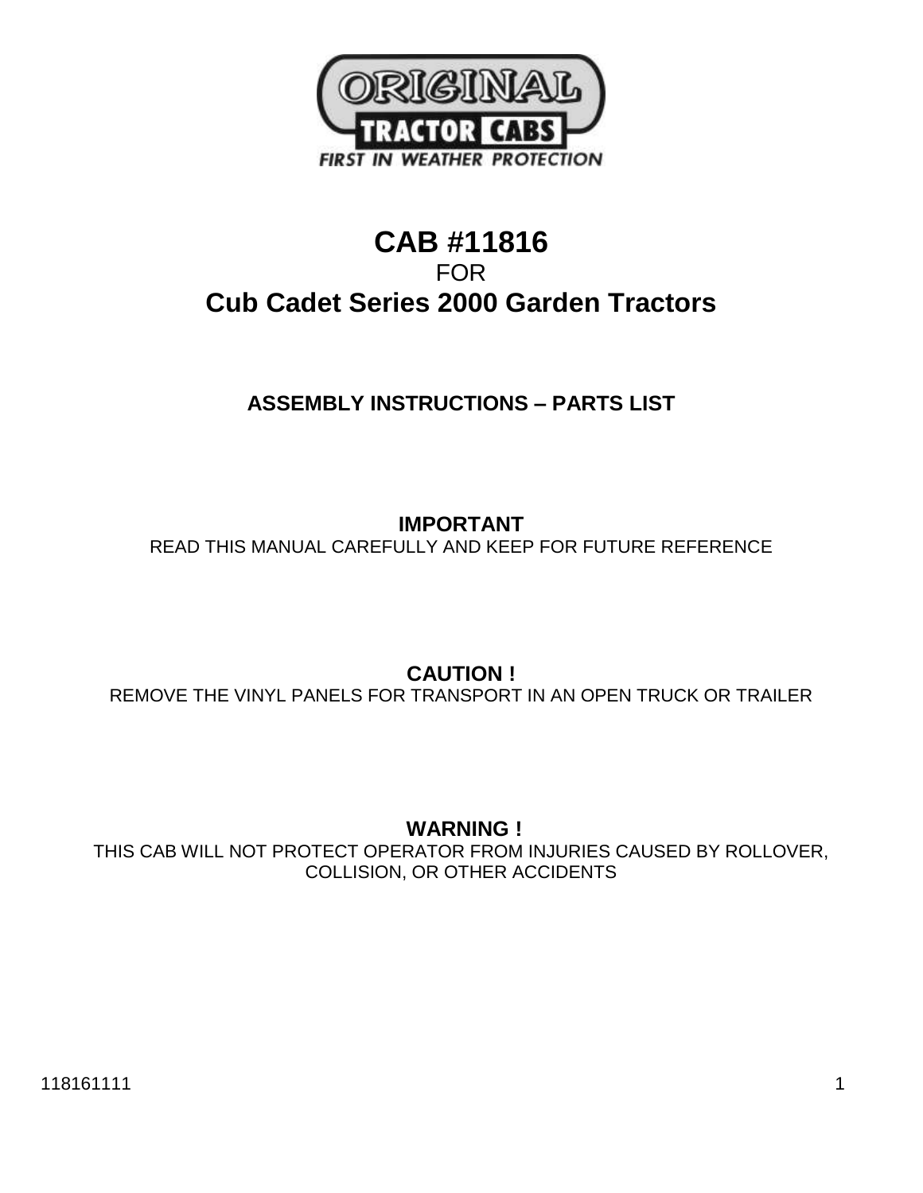ORIGINAL TRACTOR CABS

FIRST IN WEATHER PROTECTION

# CAB #11816

FOR

# Cub Cadet Series 2000 Garden Tractors

## ASSEMBLY INSTRUCTIONS – PARTS LIST

**IMPORTANT**

READ THIS MANUAL CAREFULLY AND KEEP FOR FUTURE REFERENCE

**CAUTION !**

REMOVE THE VINYL PANELS FOR TRANSPORT IN AN OPEN TRUCK OR TRAILER

**WARNING !**

THIS CAB WILL NOT PROTECT OPERATOR FROM INJURIES CAUSED BY ROLLOVER, COLLISION, OR OTHER ACCIDENTS

118161111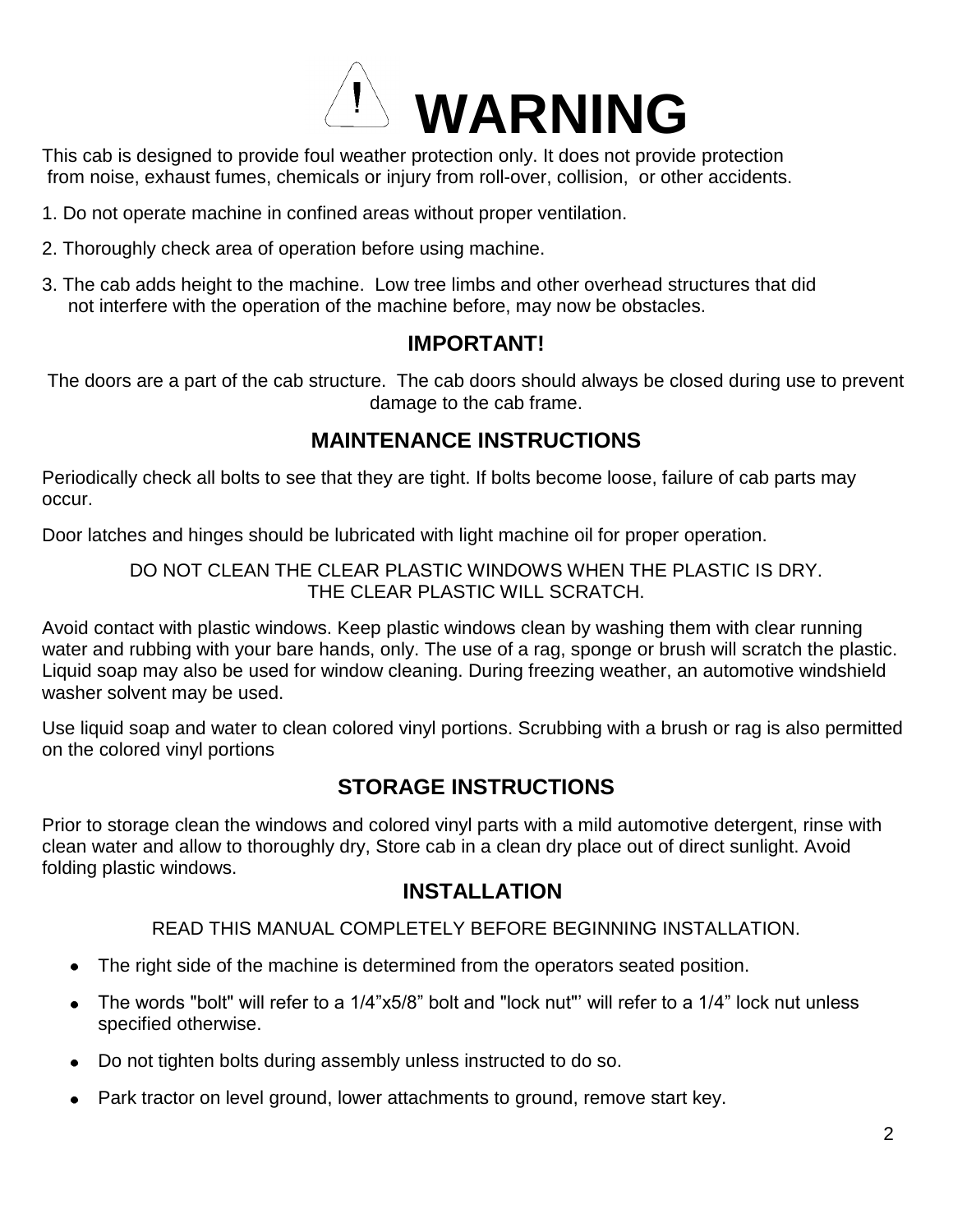# ⚠ WARNING

This cab is designed to provide foul weather protection only. It does not provide protection from noise, exhaust fumes, chemicals or injury from roll-over, collision, or other accidents.

1. Do not operate machine in confined areas without proper ventilation.
2. Thoroughly check area of operation before using machine.
3. The cab adds height to the machine. Low tree limbs and other overhead structures that did not interfere with the operation of the machine before, may now be obstacles.

## IMPORTANT!

The doors are a part of the cab structure. The cab doors should always be closed during use to prevent damage to the cab frame.

## MAINTENANCE INSTRUCTIONS

Periodically check all bolts to see that they are tight. If bolts become loose, failure of cab parts may occur.

Door latches and hinges should be lubricated with light machine oil for proper operation.

DO NOT CLEAN THE CLEAR PLASTIC WINDOWS WHEN THE PLASTIC IS DRY.
THE CLEAR PLASTIC WILL SCRATCH.

Avoid contact with plastic windows. Keep plastic windows clean by washing them with clear running water and rubbing with your bare hands, only. The use of a rag, sponge or brush will scratch the plastic. Liquid soap may also be used for window cleaning. During freezing weather, an automotive windshield washer solvent may be used.

Use liquid soap and water to clean colored vinyl portions. Scrubbing with a brush or rag is also permitted on the colored vinyl portions

## STORAGE INSTRUCTIONS

Prior to storage clean the windows and colored vinyl parts with a mild automotive detergent, rinse with clean water and allow to thoroughly dry, Store cab in a clean dry place out of direct sunlight. Avoid folding plastic windows.

## INSTALLATION

READ THIS MANUAL COMPLETELY BEFORE BEGINNING INSTALLATION.

- The right side of the machine is determined from the operators seated position.
- The words "bolt" will refer to a 1/4”x5/8” bolt and "lock nut"’ will refer to a 1/4” lock nut unless specified otherwise.
- Do not tighten bolts during assembly unless instructed to do so.
- Park tractor on level ground, lower attachments to ground, remove start key.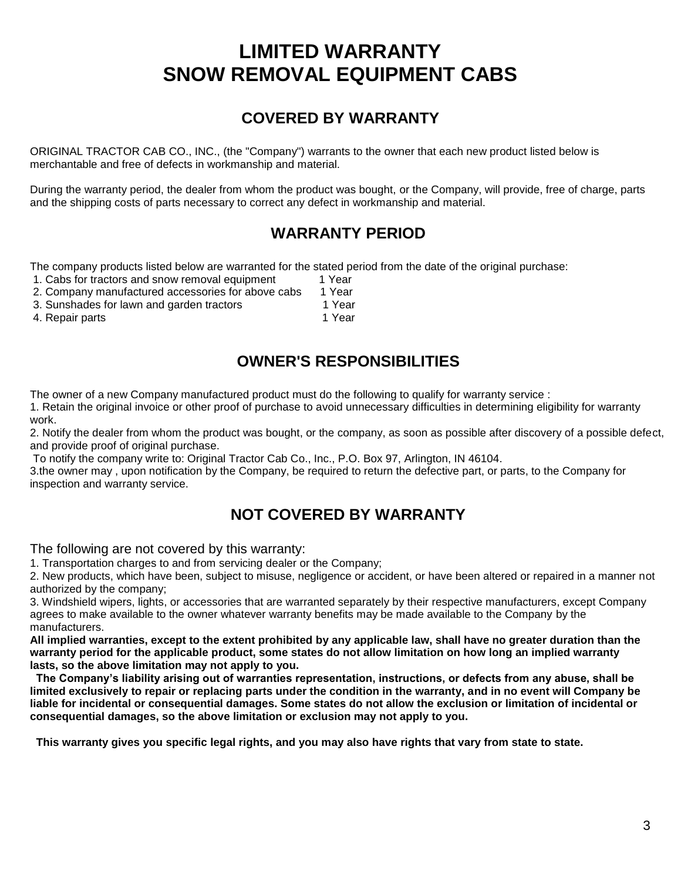# LIMITED WARRANTY
# SNOW REMOVAL EQUIPMENT CABS

## COVERED BY WARRANTY

ORIGINAL TRACTOR CAB CO., INC., (the "Company") warrants to the owner that each new product listed below is merchantable and free of defects in workmanship and material.

During the warranty period, the dealer from whom the product was bought, or the Company, will provide, free of charge, parts and the shipping costs of parts necessary to correct any defect in workmanship and material.

## WARRANTY PERIOD

The company products listed below are warranted for the stated period from the date of the original purchase:

1. Cabs for tractors and snow removal equipment 1 Year
2. Company manufactured accessories for above cabs 1 Year
3. Sunshades for lawn and garden tractors 1 Year
4. Repair parts 1 Year

## OWNER'S RESPONSIBILITIES

The owner of a new Company manufactured product must do the following to qualify for warranty service :

1. Retain the original invoice or other proof of purchase to avoid unnecessary difficulties in determining eligibility for warranty work.
2. Notify the dealer from whom the product was bought, or the company, as soon as possible after discovery of a possible defect, and provide proof of original purchase.
   To notify the company write to: Original Tractor Cab Co., Inc., P.O. Box 97, Arlington, IN 46104.
3. the owner may , upon notification by the Company, be required to return the defective part, or parts, to the Company for inspection and warranty service.

## NOT COVERED BY WARRANTY

The following are not covered by this warranty:

1. Transportation charges to and from servicing dealer or the Company;
2. New products, which have been, subject to misuse, negligence or accident, or have been altered or repaired in a manner not authorized by the company;
3. Windshield wipers, lights, or accessories that are warranted separately by their respective manufacturers, except Company agrees to make available to the owner whatever warranty benefits may be made available to the Company by the manufacturers.

**All implied warranties, except to the extent prohibited by any applicable law, shall have no greater duration than the warranty period for the applicable product, some states do not allow limitation on how long an implied warranty lasts, so the above limitation may not apply to you.**

**The Company's liability arising out of warranties representation, instructions, or defects from any abuse, shall be limited exclusively to repair or replacing parts under the condition in the warranty, and in no event will Company be liable for incidental or consequential damages. Some states do not allow the exclusion or limitation of incidental or consequential damages, so the above limitation or exclusion may not apply to you.**

**This warranty gives you specific legal rights, and you may also have rights that vary from state to state.**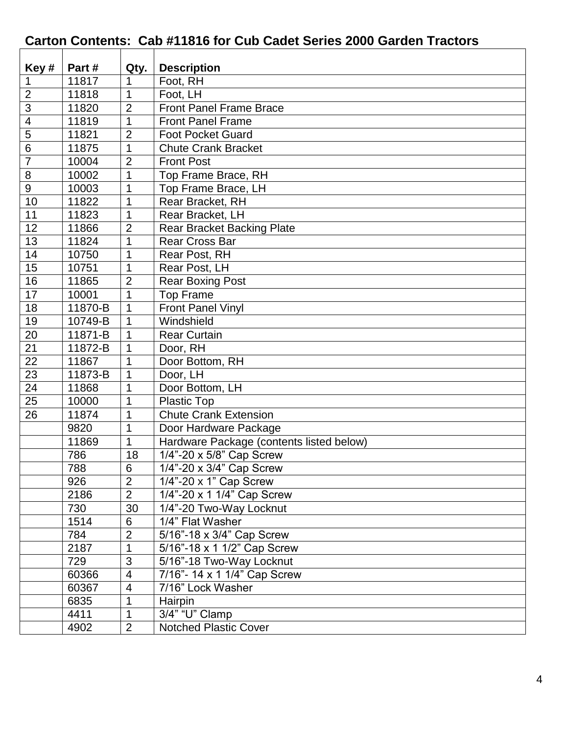## Carton Contents: Cab #11816 for Cub Cadet Series 2000 Garden Tractors

| Key # | Part # | Qty. | Description |
|---|---|---|---|
| 1 | 11817 | 1 | Foot, RH |
| 2 | 11818 | 1 | Foot, LH |
| 3 | 11820 | 2 | Front Panel Frame Brace |
| 4 | 11819 | 1 | Front Panel Frame |
| 5 | 11821 | 2 | Foot Pocket Guard |
| 6 | 11875 | 1 | Chute Crank Bracket |
| 7 | 10004 | 2 | Front Post |
| 8 | 10002 | 1 | Top Frame Brace, RH |
| 9 | 10003 | 1 | Top Frame Brace, LH |
| 10 | 11822 | 1 | Rear Bracket, RH |
| 11 | 11823 | 1 | Rear Bracket, LH |
| 12 | 11866 | 2 | Rear Bracket Backing Plate |
| 13 | 11824 | 1 | Rear Cross Bar |
| 14 | 10750 | 1 | Rear Post, RH |
| 15 | 10751 | 1 | Rear Post, LH |
| 16 | 11865 | 2 | Rear Boxing Post |
| 17 | 10001 | 1 | Top Frame |
| 18 | 11870-B | 1 | Front Panel Vinyl |
| 19 | 10749-B | 1 | Windshield |
| 20 | 11871-B | 1 | Rear Curtain |
| 21 | 11872-B | 1 | Door, RH |
| 22 | 11867 | 1 | Door Bottom, RH |
| 23 | 11873-B | 1 | Door, LH |
| 24 | 11868 | 1 | Door Bottom, LH |
| 25 | 10000 | 1 | Plastic Top |
| 26 | 11874 | 1 | Chute Crank Extension |
| | 9820 | 1 | Door Hardware Package |
| | 11869 | 1 | Hardware Package (contents listed below) |
| | 786 | 18 | 1/4"-20 x 5/8" Cap Screw |
| | 788 | 6 | 1/4"-20 x 3/4" Cap Screw |
| | 926 | 2 | 1/4"-20 x 1" Cap Screw |
| | 2186 | 2 | 1/4"-20 x 1 1/4" Cap Screw |
| | 730 | 30 | 1/4"-20 Two-Way Locknut |
| | 1514 | 6 | 1/4" Flat Washer |
| | 784 | 2 | 5/16"-18 x 3/4" Cap Screw |
| | 2187 | 1 | 5/16"-18 x 1 1/2" Cap Screw |
| | 729 | 3 | 5/16"-18 Two-Way Locknut |
| | 60366 | 4 | 7/16"- 14 x 1 1/4" Cap Screw |
| | 60367 | 4 | 7/16" Lock Washer |
| | 6835 | 1 | Hairpin |
| | 4411 | 1 | 3/4" "U" Clamp |
| | 4902 | 2 | Notched Plastic Cover |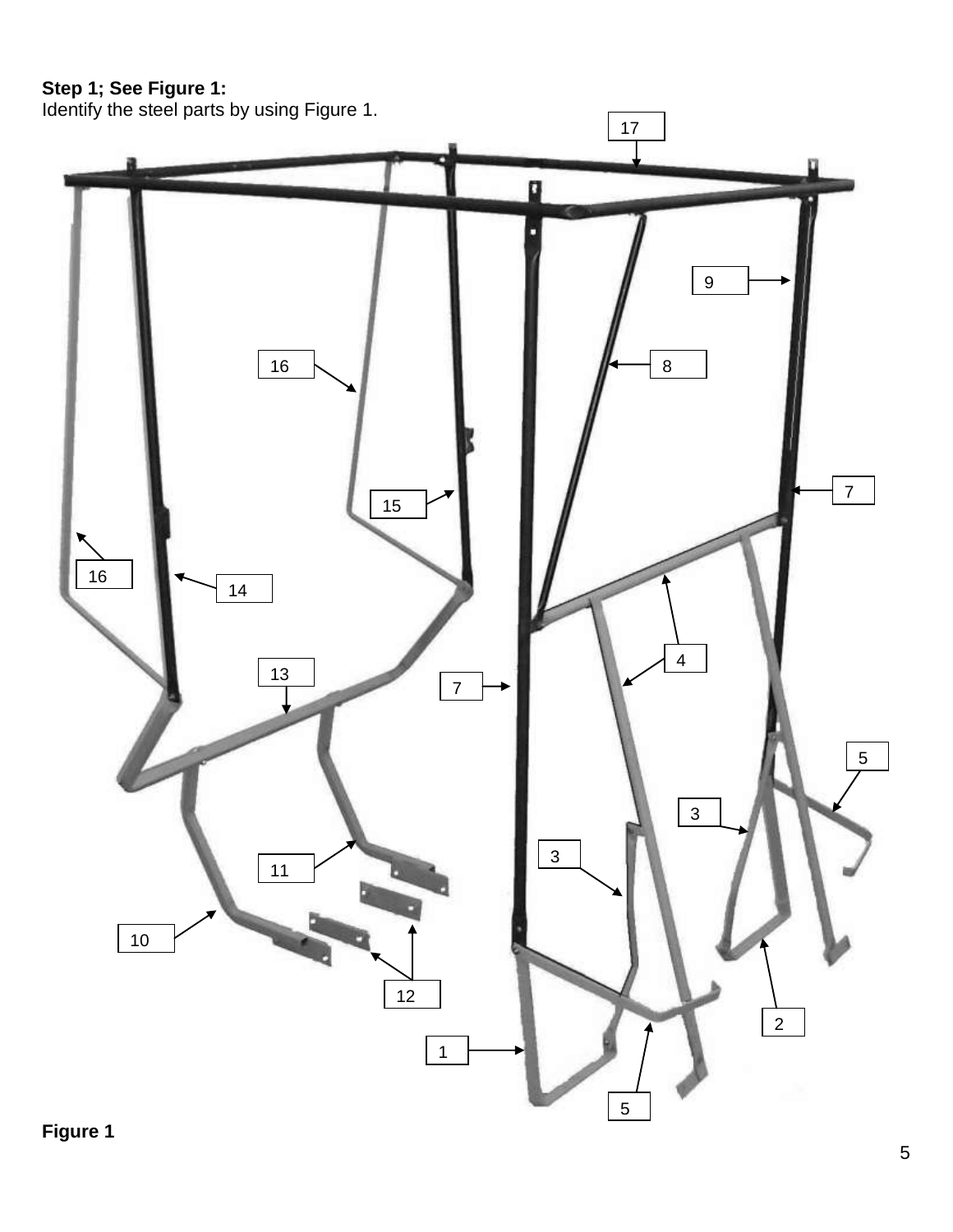**Step 1; See Figure 1:**
Identify the steel parts by using Figure 1.

Figure 1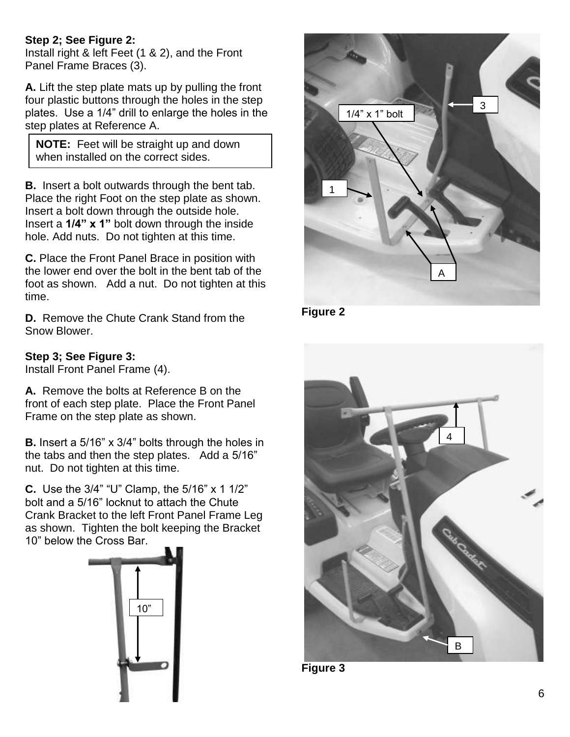**Step 2; See Figure 2:**
Install right & left Feet (1 & 2), and the Front Panel Frame Braces (3).

**A.** Lift the step plate mats up by pulling the front four plastic buttons through the holes in the step plates. Use a 1/4” drill to enlarge the holes in the step plates at Reference A.

> **NOTE:** Feet will be straight up and down when installed on the correct sides.

**B.** Insert a bolt outwards through the bent tab. Place the right Foot on the step plate as shown. Insert a bolt down through the outside hole. Insert a **1/4” x 1”** bolt down through the inside hole. Add nuts. Do not tighten at this time.

**C.** Place the Front Panel Brace in position with the lower end over the bolt in the bent tab of the foot as shown. Add a nut. Do not tighten at this time.

**D.** Remove the Chute Crank Stand from the Snow Blower.

**Figure 2**

**Step 3; See Figure 3:**
Install Front Panel Frame (4).

**A.** Remove the bolts at Reference B on the front of each step plate. Place the Front Panel Frame on the step plate as shown.

**B.** Insert a 5/16” x 3/4” bolts through the holes in the tabs and then the step plates. Add a 5/16” nut. Do not tighten at this time.

**C.** Use the 3/4” “U” Clamp, the 5/16” x 1 1/2” bolt and a 5/16” locknut to attach the Chute Crank Bracket to the left Front Panel Frame Leg as shown. Tighten the bolt keeping the Bracket 10” below the Cross Bar.

**Figure 3**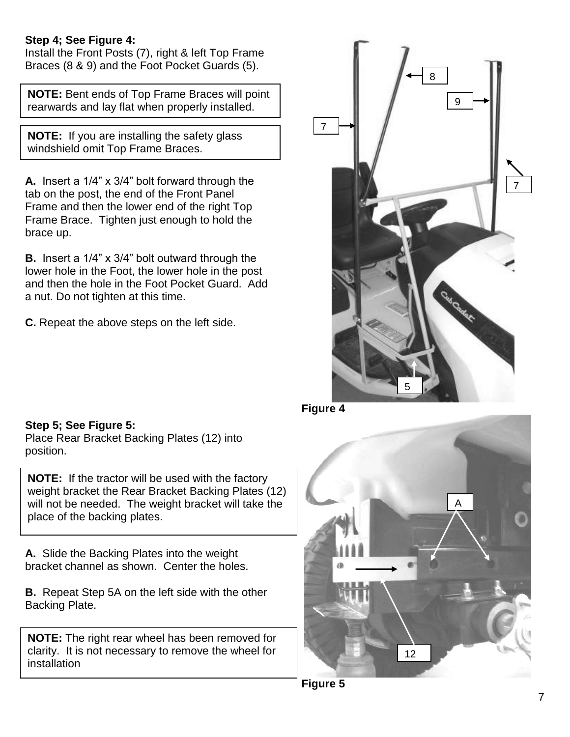**Step 4; See Figure 4:**
Install the Front Posts (7), right & left Top Frame Braces (8 & 9) and the Foot Pocket Guards (5).

**NOTE:** Bent ends of Top Frame Braces will point rearwards and lay flat when properly installed.

**NOTE:** If you are installing the safety glass windshield omit Top Frame Braces.

**A.** Insert a 1/4" x 3/4" bolt forward through the tab on the post, the end of the Front Panel Frame and then the lower end of the right Top Frame Brace. Tighten just enough to hold the brace up.

**B.** Insert a 1/4" x 3/4" bolt outward through the lower hole in the Foot, the lower hole in the post and then the hole in the Foot Pocket Guard. Add a nut. Do not tighten at this time.

**C.** Repeat the above steps on the left side.

**Figure 4**

**Step 5; See Figure 5:**
Place Rear Bracket Backing Plates (12) into position.

**NOTE:** If the tractor will be used with the factory weight bracket the Rear Bracket Backing Plates (12) will not be needed. The weight bracket will take the place of the backing plates.

**A.** Slide the Backing Plates into the weight bracket channel as shown. Center the holes.

**B.** Repeat Step 5A on the left side with the other Backing Plate.

**NOTE:** The right rear wheel has been removed for clarity. It is not necessary to remove the wheel for installation

**Figure 5**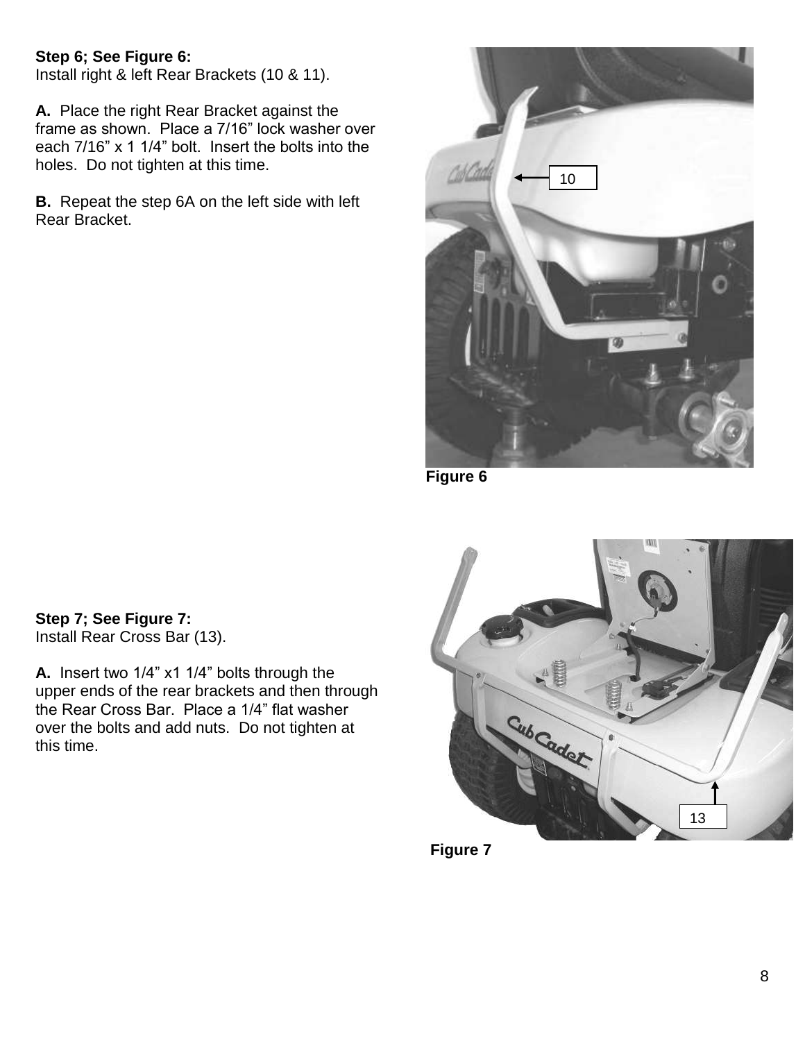**Step 6; See Figure 6:**
Install right & left Rear Brackets (10 & 11).

**A.** Place the right Rear Bracket against the frame as shown. Place a 7/16" lock washer over each 7/16" x 1 1/4" bolt. Insert the bolts into the holes. Do not tighten at this time.

**B.** Repeat the step 6A on the left side with left Rear Bracket.

10

**Figure 6**

**Step 7; See Figure 7:**
Install Rear Cross Bar (13).

**A.** Insert two 1/4" x1 1/4" bolts through the upper ends of the rear brackets and then through the Rear Cross Bar. Place a 1/4" flat washer over the bolts and add nuts. Do not tighten at this time.

13

**Figure 7**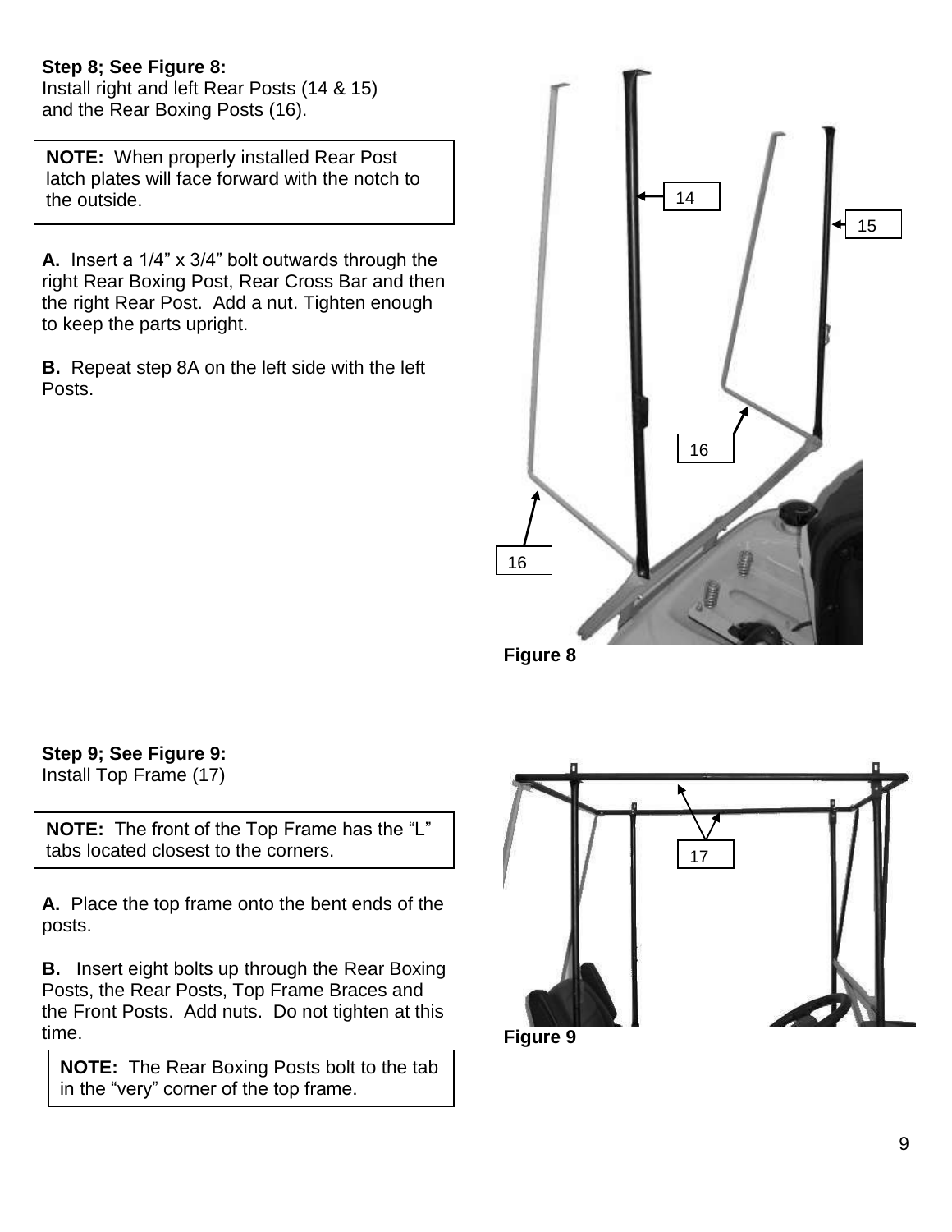**Step 8; See Figure 8:**
Install right and left Rear Posts (14 & 15) and the Rear Boxing Posts (16).

**NOTE:** When properly installed Rear Post latch plates will face forward with the notch to the outside.

**A.** Insert a 1/4” x 3/4” bolt outwards through the right Rear Boxing Post, Rear Cross Bar and then the right Rear Post. Add a nut. Tighten enough to keep the parts upright.

**B.** Repeat step 8A on the left side with the left Posts.

14

15

16

16

**Figure 8**

**Step 9; See Figure 9:**
Install Top Frame (17)

**NOTE:** The front of the Top Frame has the “L” tabs located closest to the corners.

**A.** Place the top frame onto the bent ends of the posts.

**B.** Insert eight bolts up through the Rear Boxing Posts, the Rear Posts, Top Frame Braces and the Front Posts. Add nuts. Do not tighten at this time.

**NOTE:** The Rear Boxing Posts bolt to the tab in the “very” corner of the top frame.

17

**Figure 9**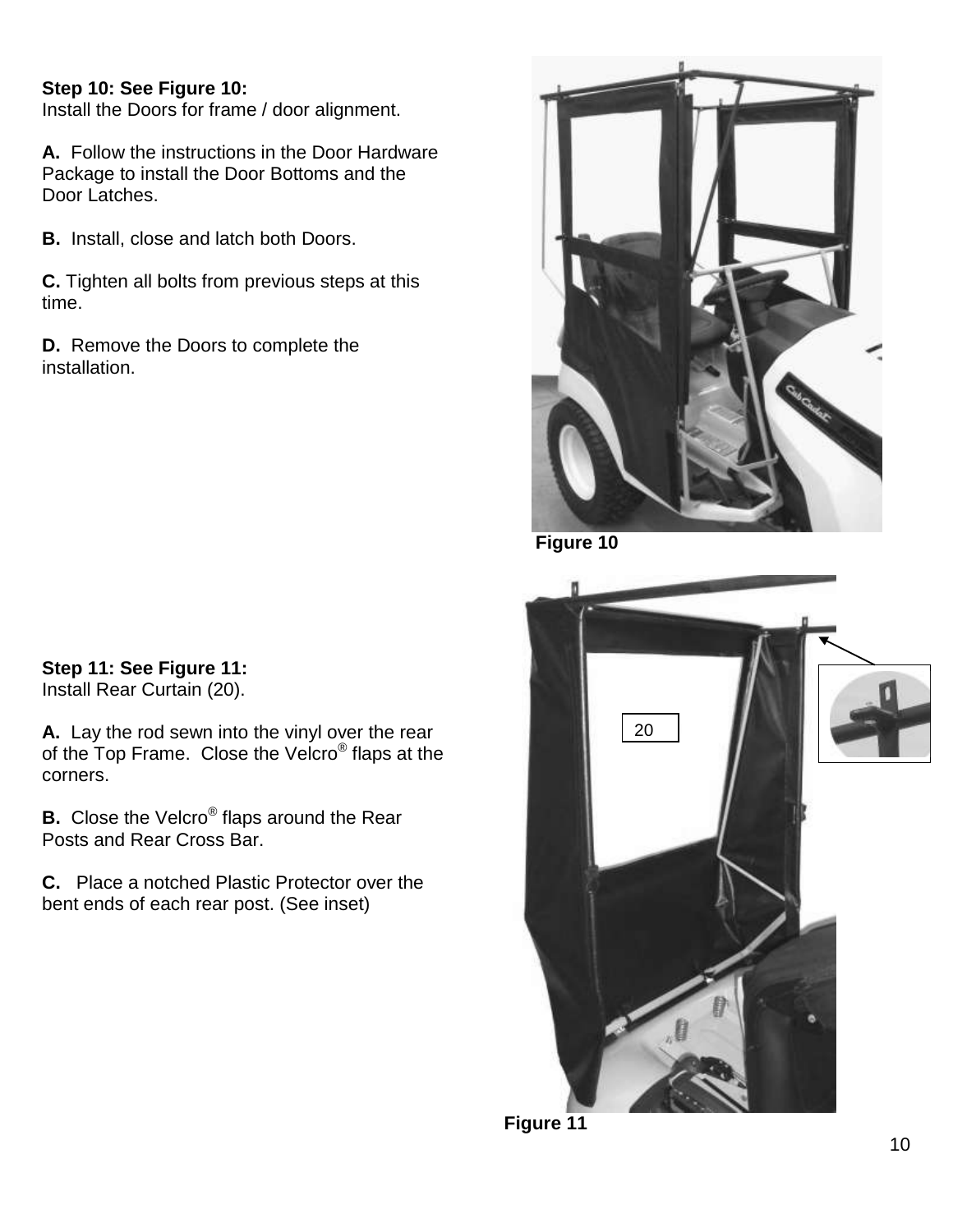**Step 10: See Figure 10:**
Install the Doors for frame / door alignment.

**A.** Follow the instructions in the Door Hardware Package to install the Door Bottoms and the Door Latches.

**B.** Install, close and latch both Doors.

**C.** Tighten all bolts from previous steps at this time.

**D.** Remove the Doors to complete the installation.

Figure 10

**Step 11: See Figure 11:**
Install Rear Curtain (20).

**A.** Lay the rod sewn into the vinyl over the rear of the Top Frame. Close the Velcro® flaps at the corners.

**B.** Close the Velcro® flaps around the Rear Posts and Rear Cross Bar.

**C.** Place a notched Plastic Protector over the bent ends of each rear post. (See inset)

20

Figure 11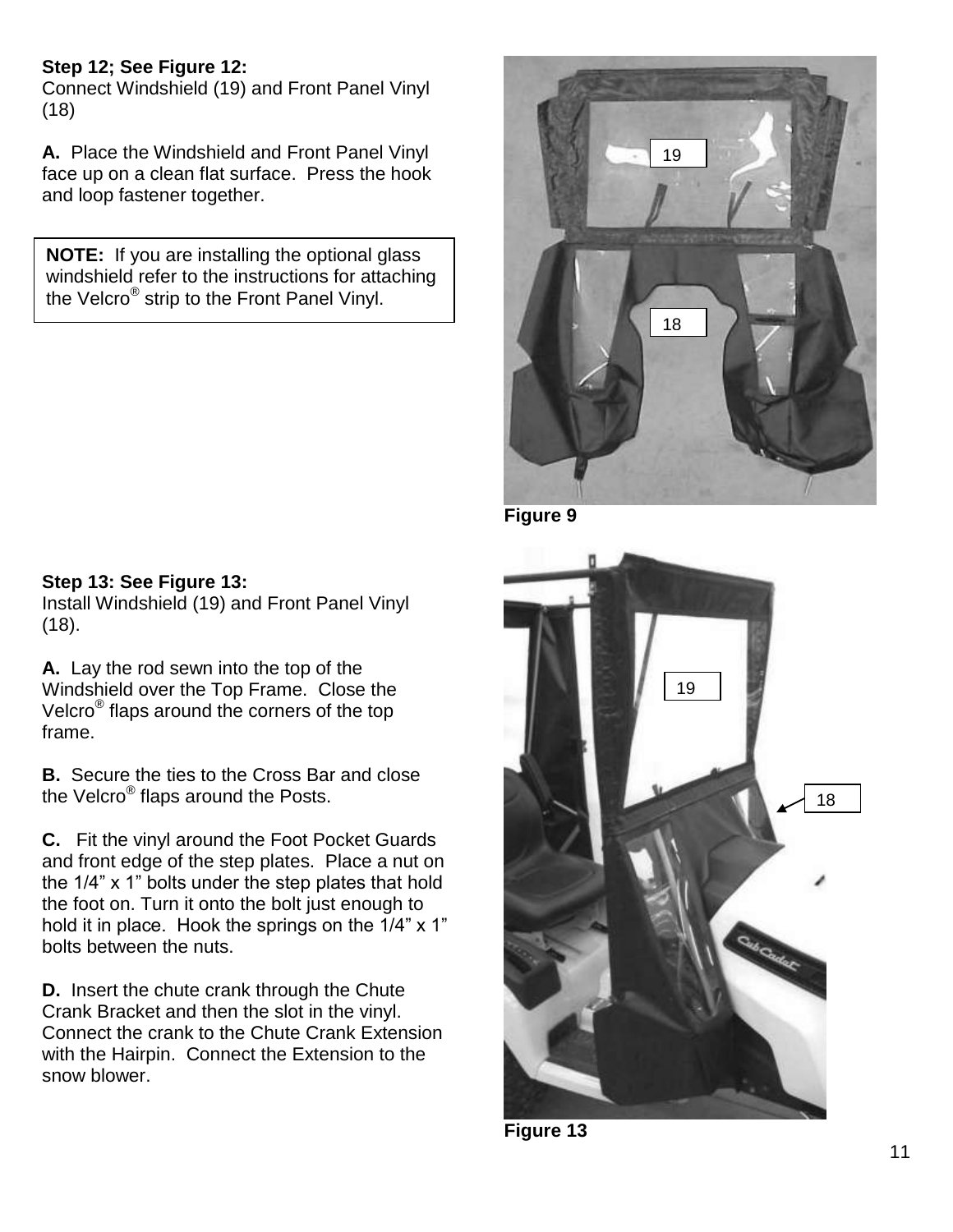**Step 12; See Figure 12:**
Connect Windshield (19) and Front Panel Vinyl (18)

**A.** Place the Windshield and Front Panel Vinyl face up on a clean flat surface. Press the hook and loop fastener together.

> **NOTE:** If you are installing the optional glass windshield refer to the instructions for attaching the Velcro® strip to the Front Panel Vinyl.

Figure 9

**Step 13: See Figure 13:**
Install Windshield (19) and Front Panel Vinyl (18).

**A.** Lay the rod sewn into the top of the Windshield over the Top Frame. Close the Velcro® flaps around the corners of the top frame.

**B.** Secure the ties to the Cross Bar and close the Velcro® flaps around the Posts.

**C.** Fit the vinyl around the Foot Pocket Guards and front edge of the step plates. Place a nut on the 1/4” x 1” bolts under the step plates that hold the foot on. Turn it onto the bolt just enough to hold it in place. Hook the springs on the 1/4” x 1” bolts between the nuts.

**D.** Insert the chute crank through the Chute Crank Bracket and then the slot in the vinyl. Connect the crank to the Chute Crank Extension with the Hairpin. Connect the Extension to the snow blower.

Figure 13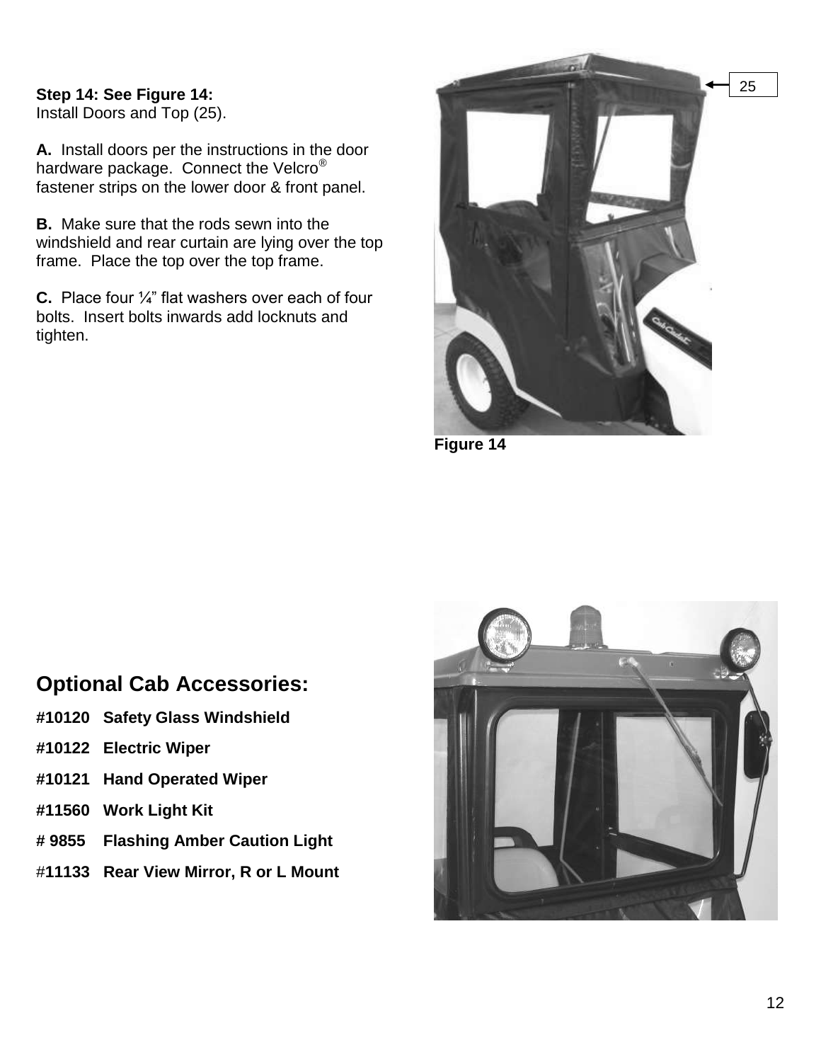**Step 14: See Figure 14:**
Install Doors and Top (25).

**A.** Install doors per the instructions in the door hardware package. Connect the Velcro® fastener strips on the lower door & front panel.

**B.** Make sure that the rods sewn into the windshield and rear curtain are lying over the top frame. Place the top over the top frame.

**C.** Place four ¼" flat washers over each of four bolts. Insert bolts inwards add locknuts and tighten.

25

**Figure 14**

## Optional Cab Accessories:

**#10120 Safety Glass Windshield**

**#10122 Electric Wiper**

**#10121 Hand Operated Wiper**

**#11560 Work Light Kit**

**# 9855 Flashing Amber Caution Light**

#**11133 Rear View Mirror, R or L Mount**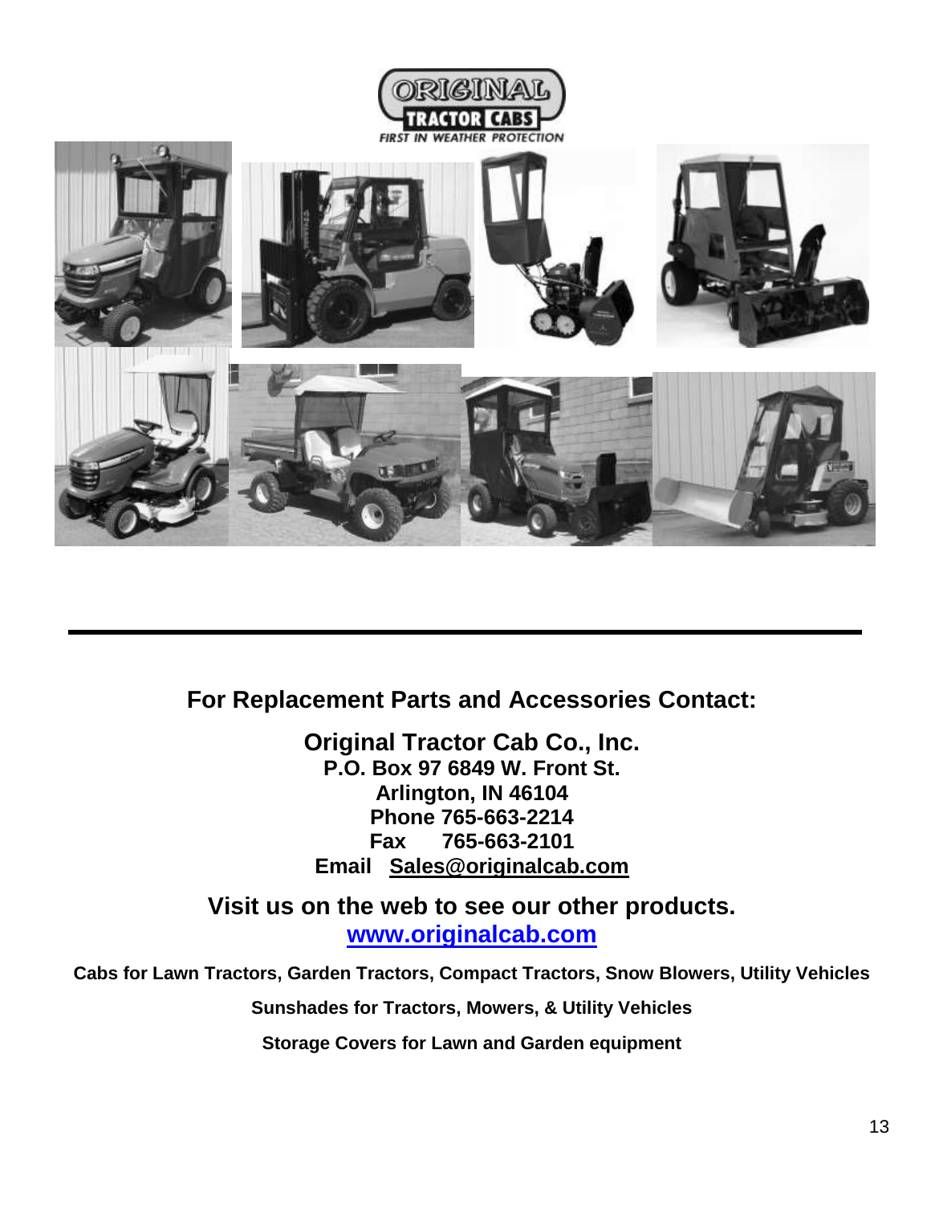## For Replacement Parts and Accessories Contact:

**Original Tractor Cab Co., Inc.**
**P.O. Box 97 6849 W. Front St.**
**Arlington, IN 46104**
**Phone 765-663-2214**
**Fax 765-663-2101**
**Email Sales@originalcab.com**

## Visit us on the web to see our other products.

**www.originalcab.com**

**Cabs for Lawn Tractors, Garden Tractors, Compact Tractors, Snow Blowers, Utility Vehicles**

**Sunshades for Tractors, Mowers, & Utility Vehicles**

**Storage Covers for Lawn and Garden equipment**